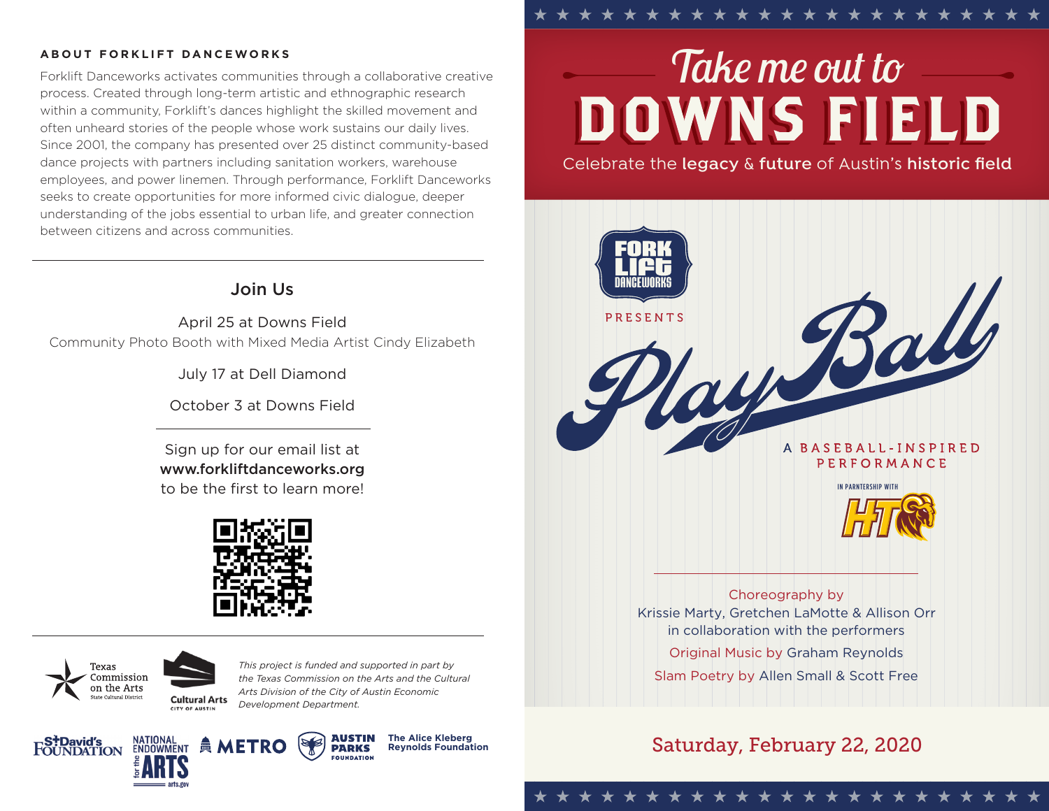## ABOUT FORKLIFT DANCEWORKS

Forklift Danceworks activates communities through a collaborative creative process. Created through long-term artistic and ethnographic research within a community, Forklift's dances highlight the skilled movement and often unheard stories of the people whose work sustains our daily lives. Since 2001, the company has presented over 25 distinct community-based dance projects with partners including sanitation workers, warehouse employees, and power linemen. Through performance, Forklift Danceworks seeks to create opportunities for more informed civic dialogue, deeper understanding of the jobs essential to urban life, and greater connection between citizens and across communities.

---

### Join Us

April 25 at Downs Field
Community Photo Booth with Mixed Media Artist Cindy Elizabeth

July 17 at Dell Diamond

October 3 at Downs Field

---

Sign up for our email list at
**www.forkliftdanceworks.org**
to be the first to learn more!

---

Texas Commission on the Arts
State Cultural District

Cultural Arts
CITY OF AUSTIN

*This project is funded and supported in part by the Texas Commission on the Arts and the Cultural Arts Division of the City of Austin Economic Development Department.*

St. David's Foundation · National Endowment for the Arts (arts.gov) · METRO · Austin Parks Foundation · The Alice Kleberg Reynolds Foundation

---

# *Take me out to* DOWNS FIELD

Celebrate the **legacy** & **future** of Austin's **historic field**

FORK LIFT DANCEWORKS

PRESENTS

# *Play Ball*

A BASEBALL-INSPIRED PERFORMANCE

IN PARNTERSHIP WITH

HT

Choreography by
Krissie Marty, Gretchen LaMotte & Allison Orr
in collaboration with the performers

Original Music by Graham Reynolds

Slam Poetry by Allen Small & Scott Free

Saturday, February 22, 2020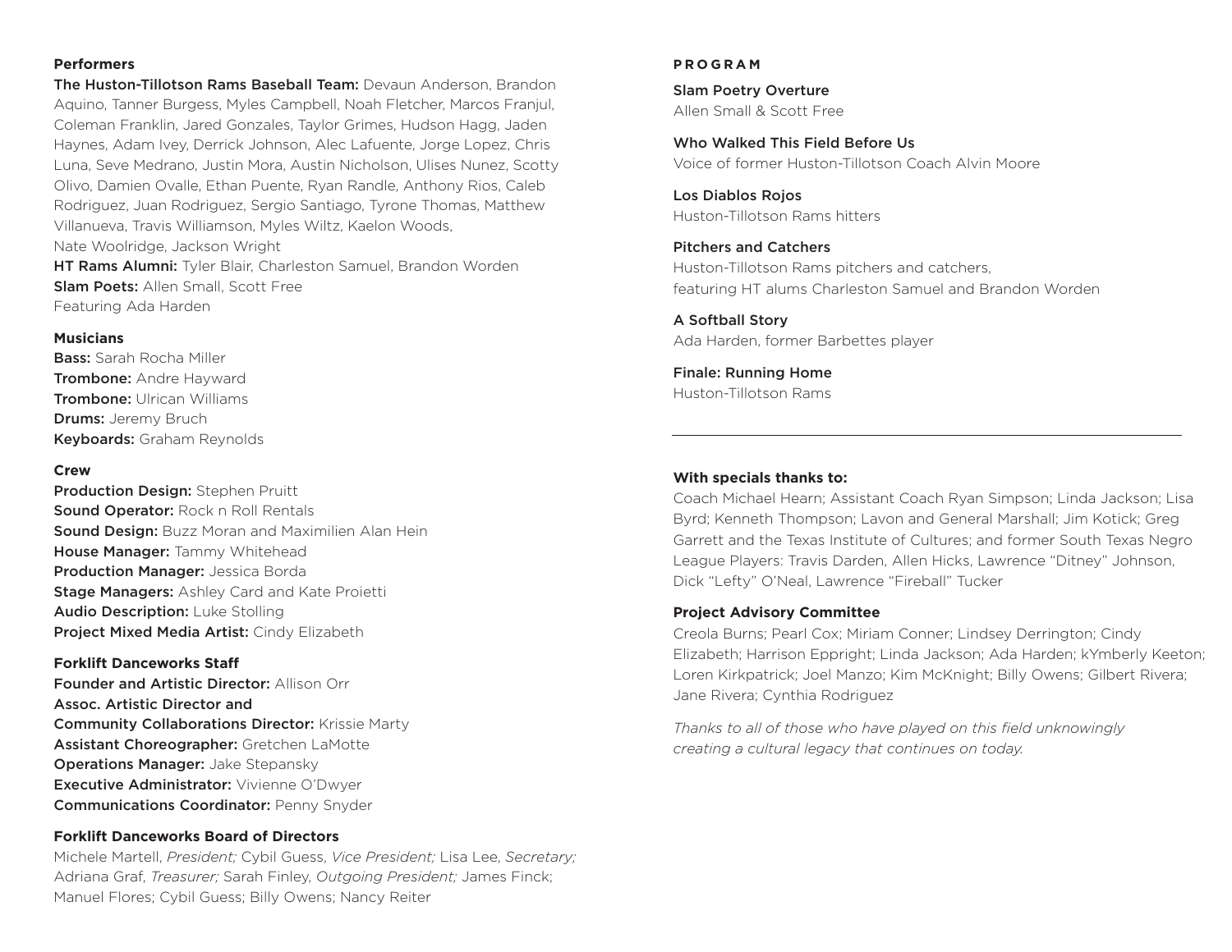**Performers**

**The Huston-Tillotson Rams Baseball Team:** Devaun Anderson, Brandon Aquino, Tanner Burgess, Myles Campbell, Noah Fletcher, Marcos Franjul, Coleman Franklin, Jared Gonzales, Taylor Grimes, Hudson Hagg, Jaden Haynes, Adam Ivey, Derrick Johnson, Alec Lafuente, Jorge Lopez, Chris Luna, Seve Medrano, Justin Mora, Austin Nicholson, Ulises Nunez, Scotty Olivo, Damien Ovalle, Ethan Puente, Ryan Randle, Anthony Rios, Caleb Rodriguez, Juan Rodriguez, Sergio Santiago, Tyrone Thomas, Matthew Villanueva, Travis Williamson, Myles Wiltz, Kaelon Woods, Nate Woolridge, Jackson Wright
**HT Rams Alumni:** Tyler Blair, Charleston Samuel, Brandon Worden
**Slam Poets:** Allen Small, Scott Free
Featuring Ada Harden

**Musicians**

**Bass:** Sarah Rocha Miller
**Trombone:** Andre Hayward
**Trombone:** Ulrican Williams
**Drums:** Jeremy Bruch
**Keyboards:** Graham Reynolds

**Crew**

**Production Design:** Stephen Pruitt
**Sound Operator:** Rock n Roll Rentals
**Sound Design:** Buzz Moran and Maximilien Alan Hein
**House Manager:** Tammy Whitehead
**Production Manager:** Jessica Borda
**Stage Managers:** Ashley Card and Kate Proietti
**Audio Description:** Luke Stolling
**Project Mixed Media Artist:** Cindy Elizabeth

**Forklift Danceworks Staff**

**Founder and Artistic Director:** Allison Orr
**Assoc. Artistic Director and Community Collaborations Director:** Krissie Marty
**Assistant Choreographer:** Gretchen LaMotte
**Operations Manager:** Jake Stepansky
**Executive Administrator:** Vivienne O'Dwyer
**Communications Coordinator:** Penny Snyder

**Forklift Danceworks Board of Directors**

Michele Martell, *President;* Cybil Guess, *Vice President;* Lisa Lee, *Secretary;* Adriana Graf, *Treasurer;* Sarah Finley, *Outgoing President;* James Finck; Manuel Flores; Cybil Guess; Billy Owens; Nancy Reiter

**PROGRAM**

**Slam Poetry Overture**
Allen Small & Scott Free

**Who Walked This Field Before Us**
Voice of former Huston-Tillotson Coach Alvin Moore

**Los Diablos Rojos**
Huston-Tillotson Rams hitters

**Pitchers and Catchers**
Huston-Tillotson Rams pitchers and catchers, featuring HT alums Charleston Samuel and Brandon Worden

**A Softball Story**
Ada Harden, former Barbettes player

**Finale: Running Home**
Huston-Tillotson Rams

---

**With specials thanks to:**

Coach Michael Hearn; Assistant Coach Ryan Simpson; Linda Jackson; Lisa Byrd; Kenneth Thompson; Lavon and General Marshall; Jim Kotick; Greg Garrett and the Texas Institute of Cultures; and former South Texas Negro League Players: Travis Darden, Allen Hicks, Lawrence "Ditney" Johnson, Dick "Lefty" O'Neal, Lawrence "Fireball" Tucker

**Project Advisory Committee**

Creola Burns; Pearl Cox; Miriam Conner; Lindsey Derrington; Cindy Elizabeth; Harrison Eppright; Linda Jackson; Ada Harden; kYmberly Keeton; Loren Kirkpatrick; Joel Manzo; Kim McKnight; Billy Owens; Gilbert Rivera; Jane Rivera; Cynthia Rodriguez

*Thanks to all of those who have played on this field unknowingly creating a cultural legacy that continues on today.*